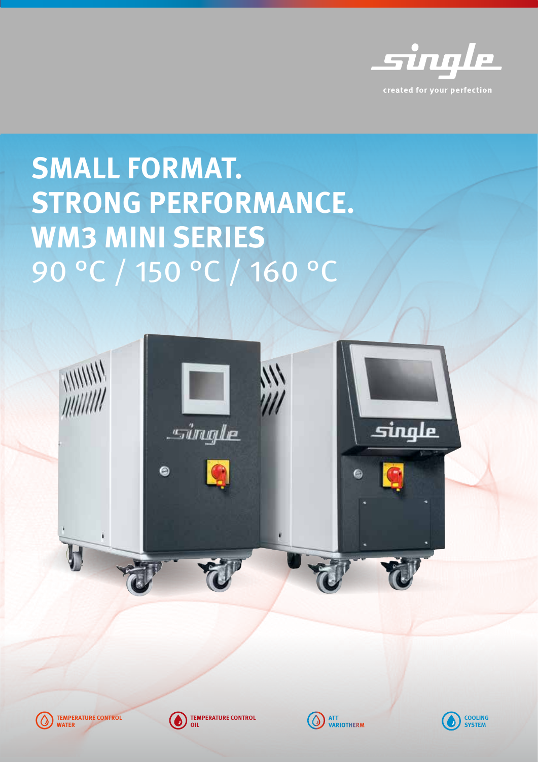single

created for your perfection

# SMALL FORMAT. STRONG PERFORMANCE. WM3 MINI SERIES

## 90 °C / 150 °C / 160 °C

TEMPERATURE CONTROL WATER

TEMPERATURE CONTROL OIL

ATT VARIOTHERM

COOLING SYSTEM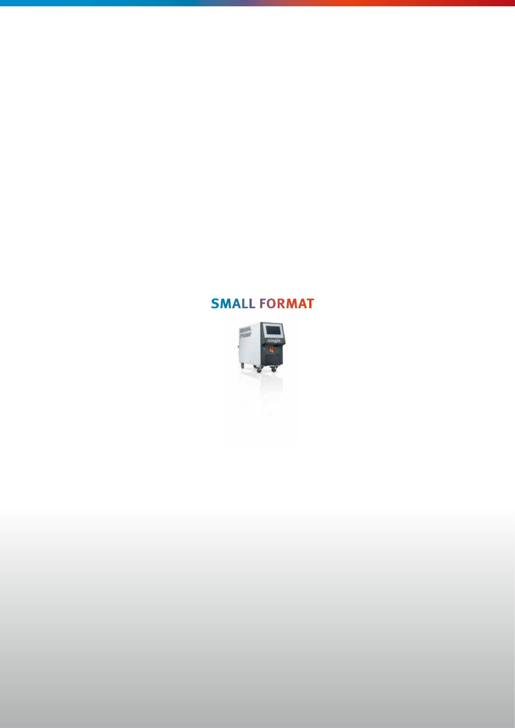# SMALL FORMAT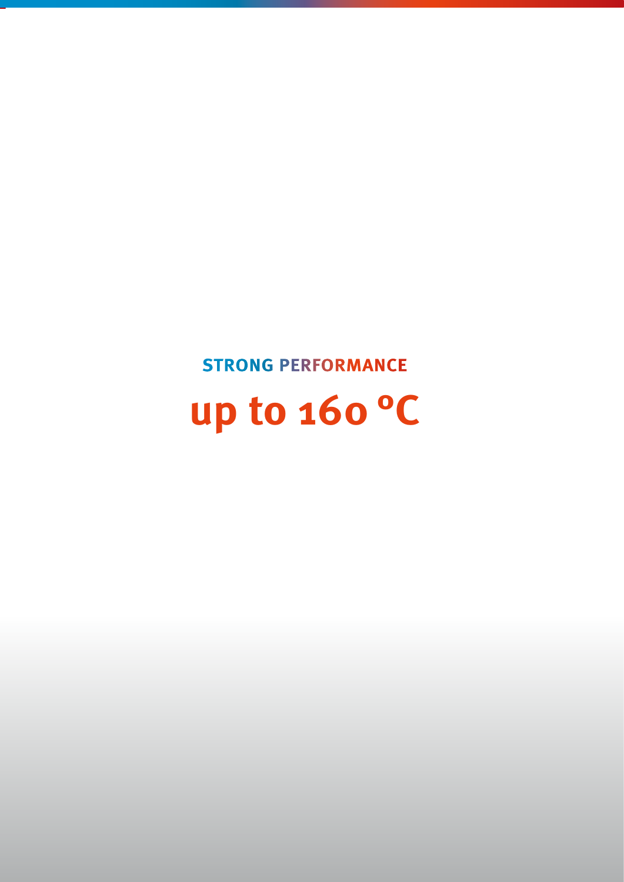STRONG PERFORMANCE

# up to 160 ºC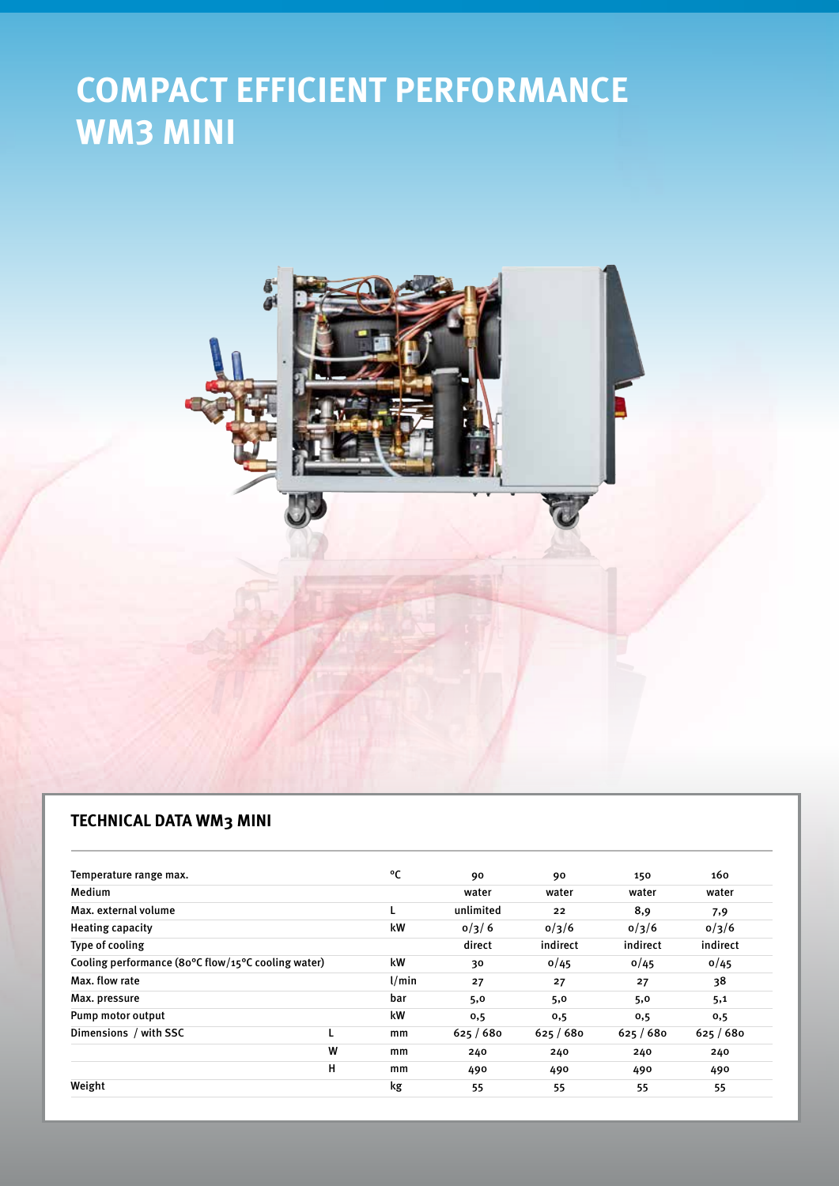# COMPACT EFFICIENT PERFORMANCE WM3 MINI

## TECHNICAL DATA WM3 MINI

| | | | | | | |
|---|---|---|---|---|---|---|
| Temperature range max. | | °C | 90 | 90 | 150 | 160 |
| Medium | | | water | water | water | water |
| Max. external volume | | L | unlimited | 22 | 8,9 | 7,9 |
| Heating capacity | | kW | 0/3/ 6 | 0/3/6 | 0/3/6 | 0/3/6 |
| Type of cooling | | | direct | indirect | indirect | indirect |
| Cooling performance (80°C flow/15°C cooling water) | | kW | 30 | 0/45 | 0/45 | 0/45 |
| Max. flow rate | | l/min | 27 | 27 | 27 | 38 |
| Max. pressure | | bar | 5,0 | 5,0 | 5,0 | 5,1 |
| Pump motor output | | kW | 0,5 | 0,5 | 0,5 | 0,5 |
| Dimensions / with SSC | L | mm | 625 / 680 | 625 / 680 | 625 / 680 | 625 / 680 |
| | W | mm | 240 | 240 | 240 | 240 |
| | H | mm | 490 | 490 | 490 | 490 |
| Weight | | kg | 55 | 55 | 55 | 55 |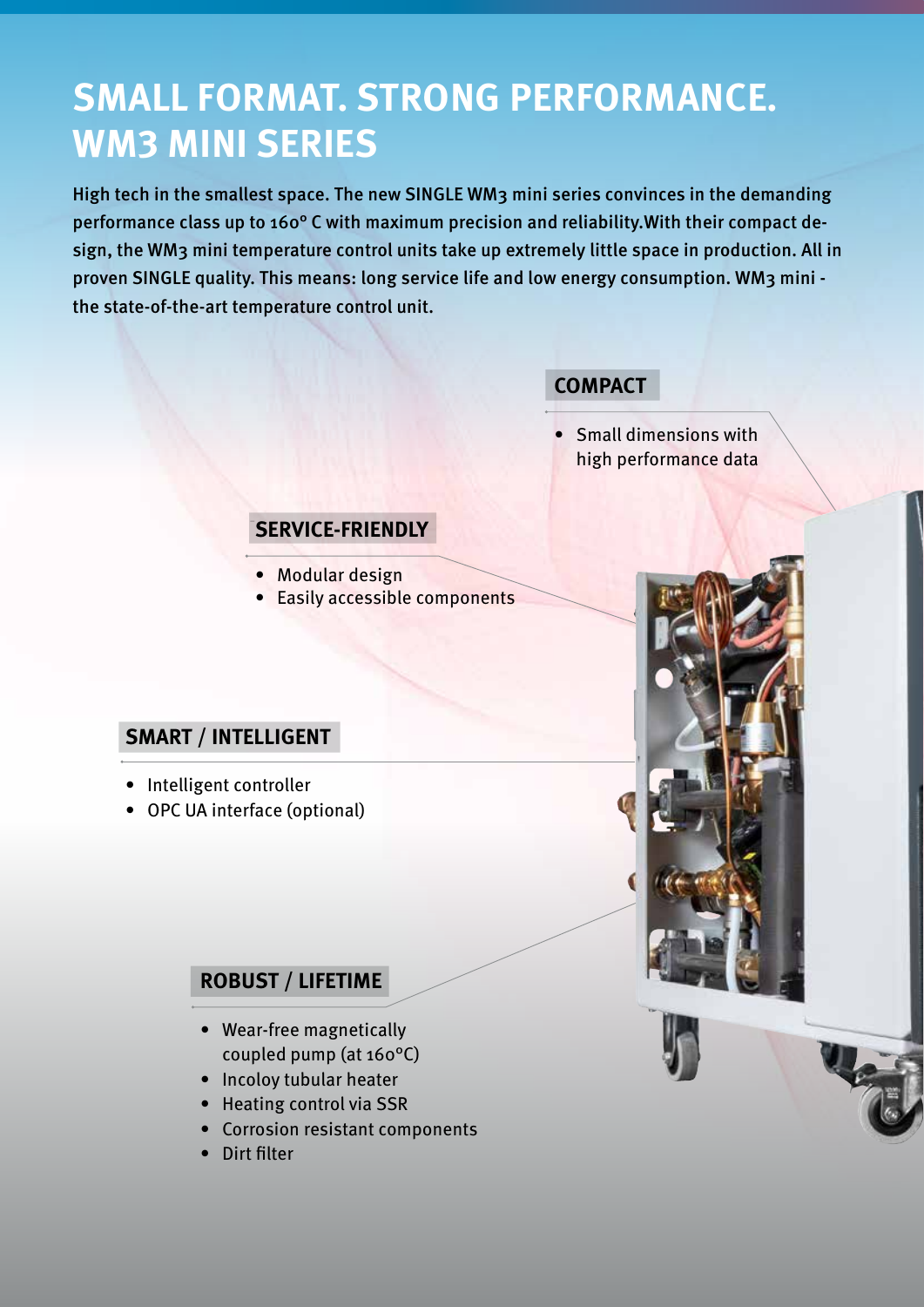# SMALL FORMAT. STRONG PERFORMANCE. WM3 MINI SERIES

**High tech in the smallest space. The new SINGLE WM3 mini series convinces in the demanding performance class up to 160° C with maximum precision and reliability.With their compact design, the WM3 mini temperature control units take up extremely little space in production. All in proven SINGLE quality. This means: long service life and low energy consumption. WM3 mini - the state-of-the-art temperature control unit.**

## COMPACT

- Small dimensions with high performance data

## SERVICE-FRIENDLY

- Modular design
- Easily accessible components

## SMART / INTELLIGENT

- Intelligent controller
- OPC UA interface (optional)

## ROBUST / LIFETIME

- Wear-free magnetically coupled pump (at 160°C)
- Incoloy tubular heater
- Heating control via SSR
- Corrosion resistant components
- Dirt filter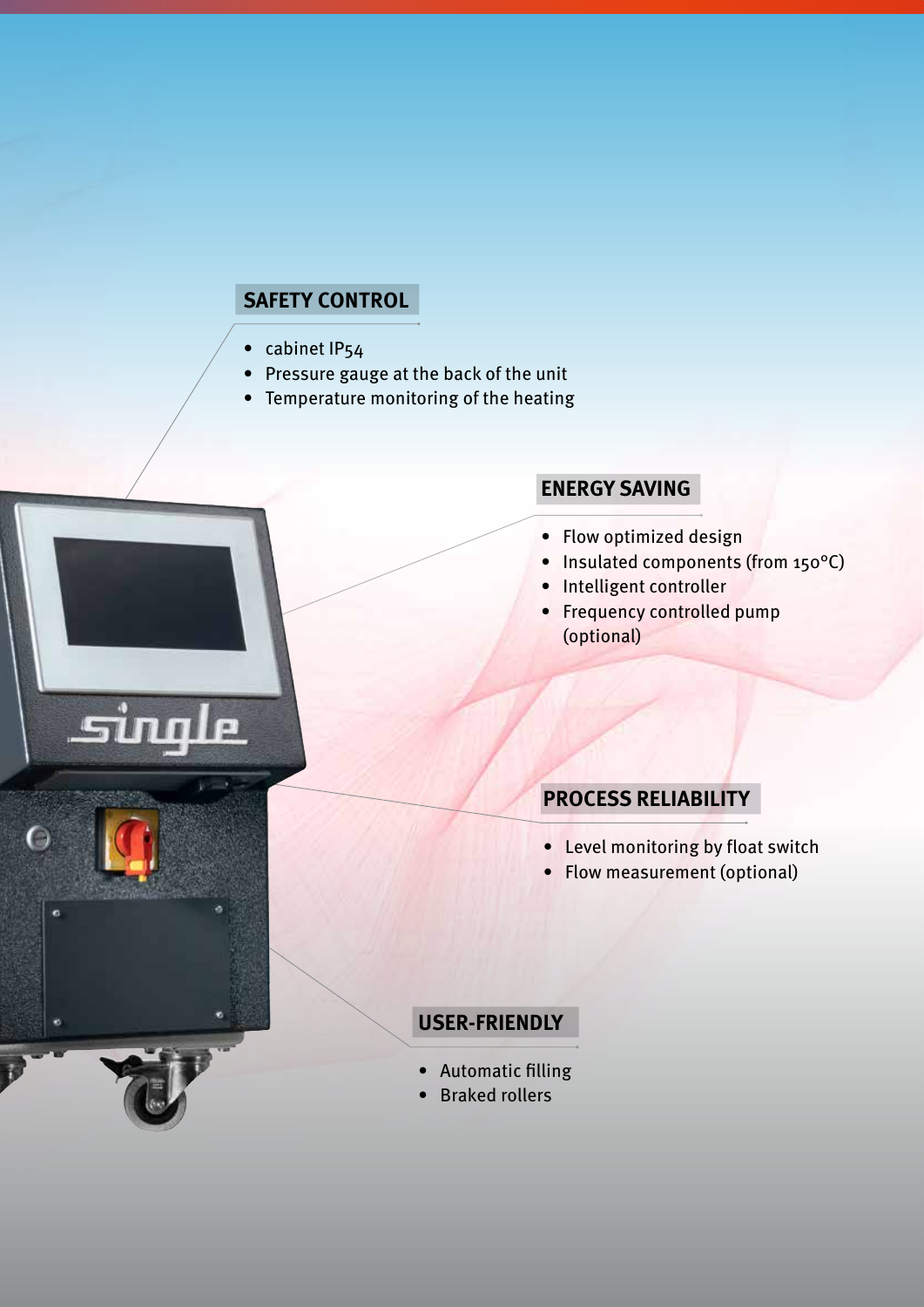## SAFETY CONTROL

- cabinet IP54
- Pressure gauge at the back of the unit
- Temperature monitoring of the heating

## ENERGY SAVING

- Flow optimized design
- Insulated components (from 150°C)
- Intelligent controller
- Frequency controlled pump (optional)

## PROCESS RELIABILITY

- Level monitoring by float switch
- Flow measurement (optional)

## USER-FRIENDLY

- Automatic filling
- Braked rollers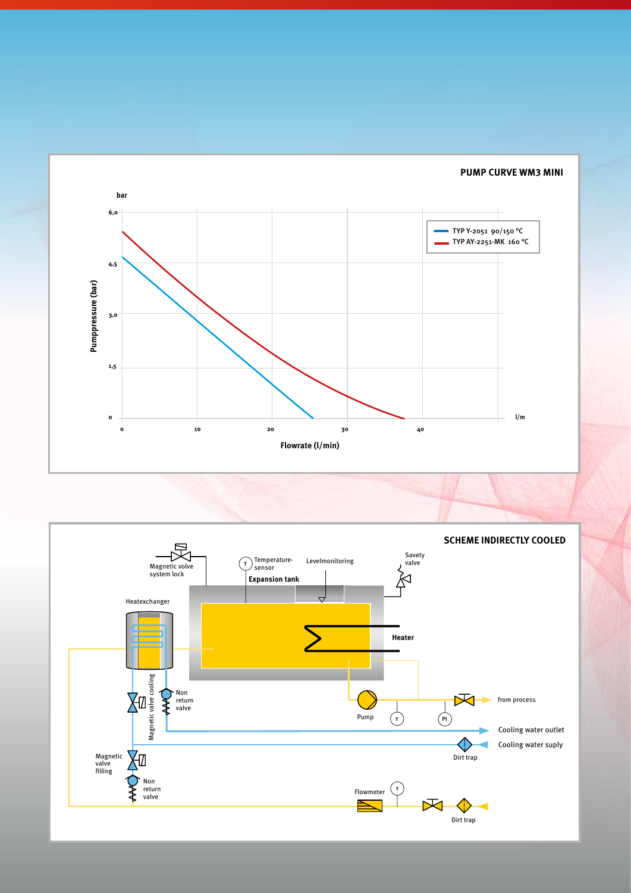## PUMP CURVE WM3 MINI

bar

Pumppressure (bar)

6,0

4,5

3,0

1,5

0

0 10 20 30 40 l/m

Flowrate (l/min)

- TYP Y-2051 90/150 °C
- TYP AY-2251-MK 160 °C

## SCHEME INDIRECTLY COOLED

Magnetic volve system lock

Temperature-sensor

Levelmonitoring

Savety valve

Expansion tank

Heatexchanger

Heater

Magnetic valve cooling

Non return valve

Pump

from process

Cooling water outlet

Cooling water suply

Dirt trap

Magnetic valve filling

Non return valve

Flowmeter

Dirt trap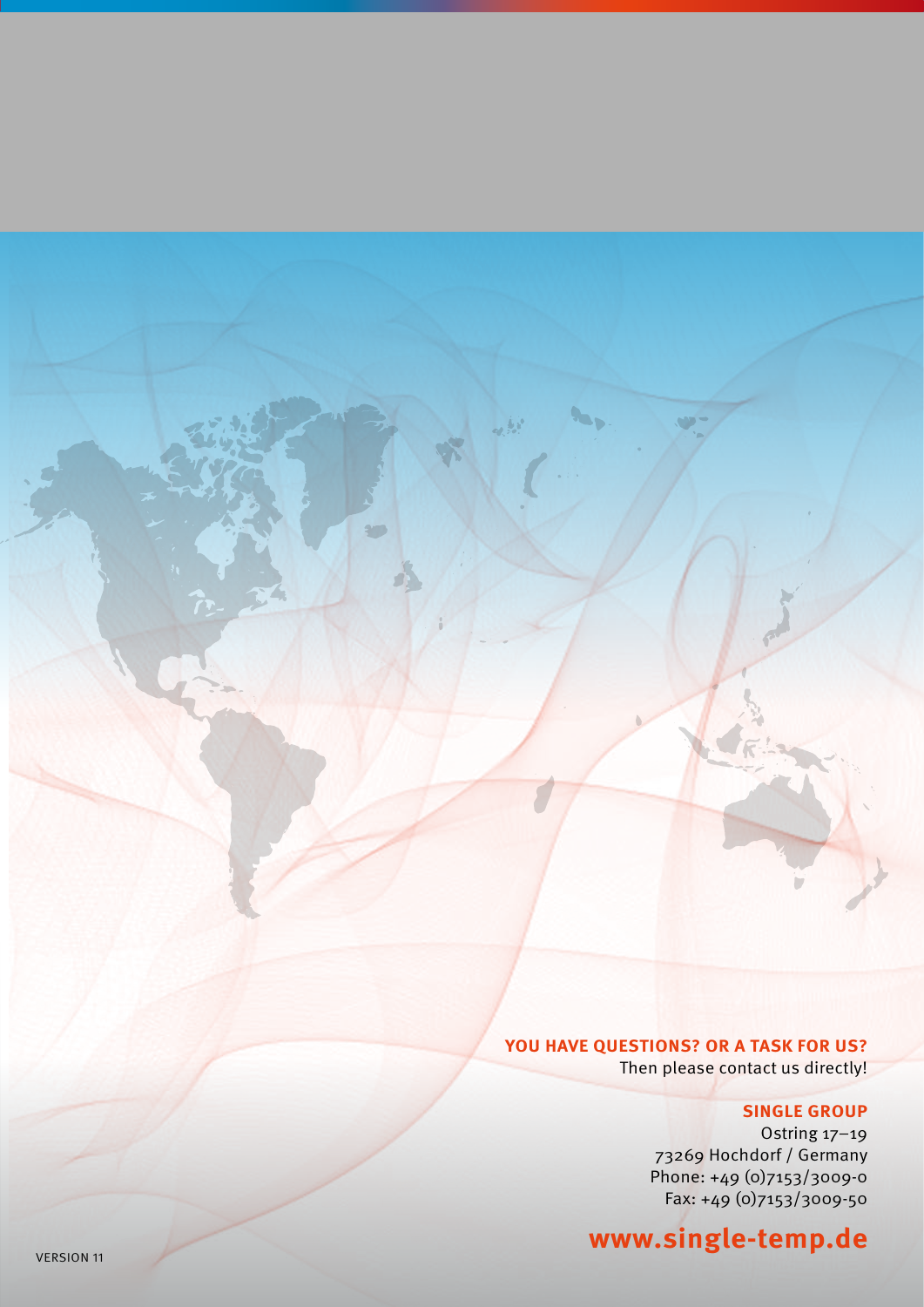**YOU HAVE QUESTIONS? OR A TASK FOR US?**
Then please contact us directly!

**SINGLE GROUP**
Ostring 17–19
73269 Hochdorf / Germany
Phone: +49 (0)7153/3009-0
Fax: +49 (0)7153/3009-50

**www.single-temp.de**

VERSION 11